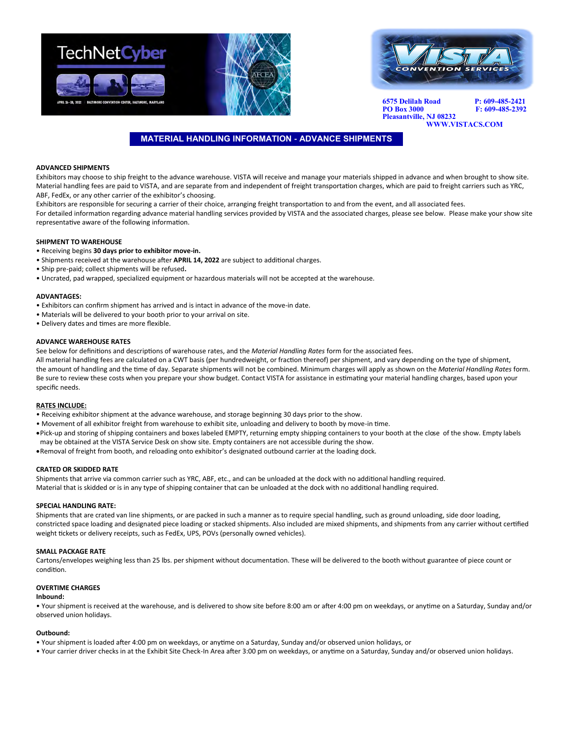TechNetCyber

APRIL 26–28, 2022 | BALTIMORE CONVENTION CENTER, BALTIMORE, MARYLAND

VISTA CONVENTION SERVICES

6575 Delilah Road
PO Box 3000
Pleasantville, NJ 08232

P: 609-485-2421
F: 609-485-2392

WWW.VISTACS.COM

# MATERIAL HANDLING INFORMATION - ADVANCE SHIPMENTS

**ADVANCED SHIPMENTS**

Exhibitors may choose to ship freight to the advance warehouse. VISTA will receive and manage your materials shipped in advance and when brought to show site. Material handling fees are paid to VISTA, and are separate from and independent of freight transportation charges, which are paid to freight carriers such as YRC, ABF, FedEx, or any other carrier of the exhibitor's choosing.

Exhibitors are responsible for securing a carrier of their choice, arranging freight transportation to and from the event, and all associated fees.

For detailed information regarding advance material handling services provided by VISTA and the associated charges, please see below. Please make your show site representative aware of the following information.

**SHIPMENT TO WAREHOUSE**

- Receiving begins **30 days prior to exhibitor move-in.**
- Shipments received at the warehouse after **APRIL 14, 2022** are subject to additional charges.
- Ship pre-paid; collect shipments will be refused**.**
- Uncrated, pad wrapped, specialized equipment or hazardous materials will not be accepted at the warehouse.

**ADVANTAGES:**

- Exhibitors can confirm shipment has arrived and is intact in advance of the move-in date.
- Materials will be delivered to your booth prior to your arrival on site.
- Delivery dates and times are more flexible.

**ADVANCE WAREHOUSE RATES**

See below for definitions and descriptions of warehouse rates, and the *Material Handling Rates* form for the associated fees.

All material handling fees are calculated on a CWT basis (per hundredweight, or fraction thereof) per shipment, and vary depending on the type of shipment, the amount of handling and the time of day. Separate shipments will not be combined. Minimum charges will apply as shown on the *Material Handling Rates* form. Be sure to review these costs when you prepare your show budget. Contact VISTA for assistance in estimating your material handling charges, based upon your specific needs.

**RATES INCLUDE:**

- Receiving exhibitor shipment at the advance warehouse, and storage beginning 30 days prior to the show.
- Movement of all exhibitor freight from warehouse to exhibit site, unloading and delivery to booth by move-in time.
- Pick-up and storing of shipping containers and boxes labeled EMPTY, returning empty shipping containers to your booth at the close of the show. Empty labels may be obtained at the VISTA Service Desk on show site. Empty containers are not accessible during the show.
- Removal of freight from booth, and reloading onto exhibitor's designated outbound carrier at the loading dock.

**CRATED OR SKIDDED RATE**

Shipments that arrive via common carrier such as YRC, ABF, etc., and can be unloaded at the dock with no additional handling required.
Material that is skidded or is in any type of shipping container that can be unloaded at the dock with no additional handling required.

**SPECIAL HANDLING RATE:**

Shipments that are crated van line shipments, or are packed in such a manner as to require special handling, such as ground unloading, side door loading, constricted space loading and designated piece loading or stacked shipments. Also included are mixed shipments, and shipments from any carrier without certified weight tickets or delivery receipts, such as FedEx, UPS, POVs (personally owned vehicles).

**SMALL PACKAGE RATE**

Cartons/envelopes weighing less than 25 lbs. per shipment without documentation. These will be delivered to the booth without guarantee of piece count or condition.

**OVERTIME CHARGES**

**Inbound:**

- Your shipment is received at the warehouse, and is delivered to show site before 8:00 am or after 4:00 pm on weekdays, or anytime on a Saturday, Sunday and/or observed union holidays.

**Outbound:**

- Your shipment is loaded after 4:00 pm on weekdays, or anytime on a Saturday, Sunday and/or observed union holidays, or
- Your carrier driver checks in at the Exhibit Site Check-In Area after 3:00 pm on weekdays, or anytime on a Saturday, Sunday and/or observed union holidays.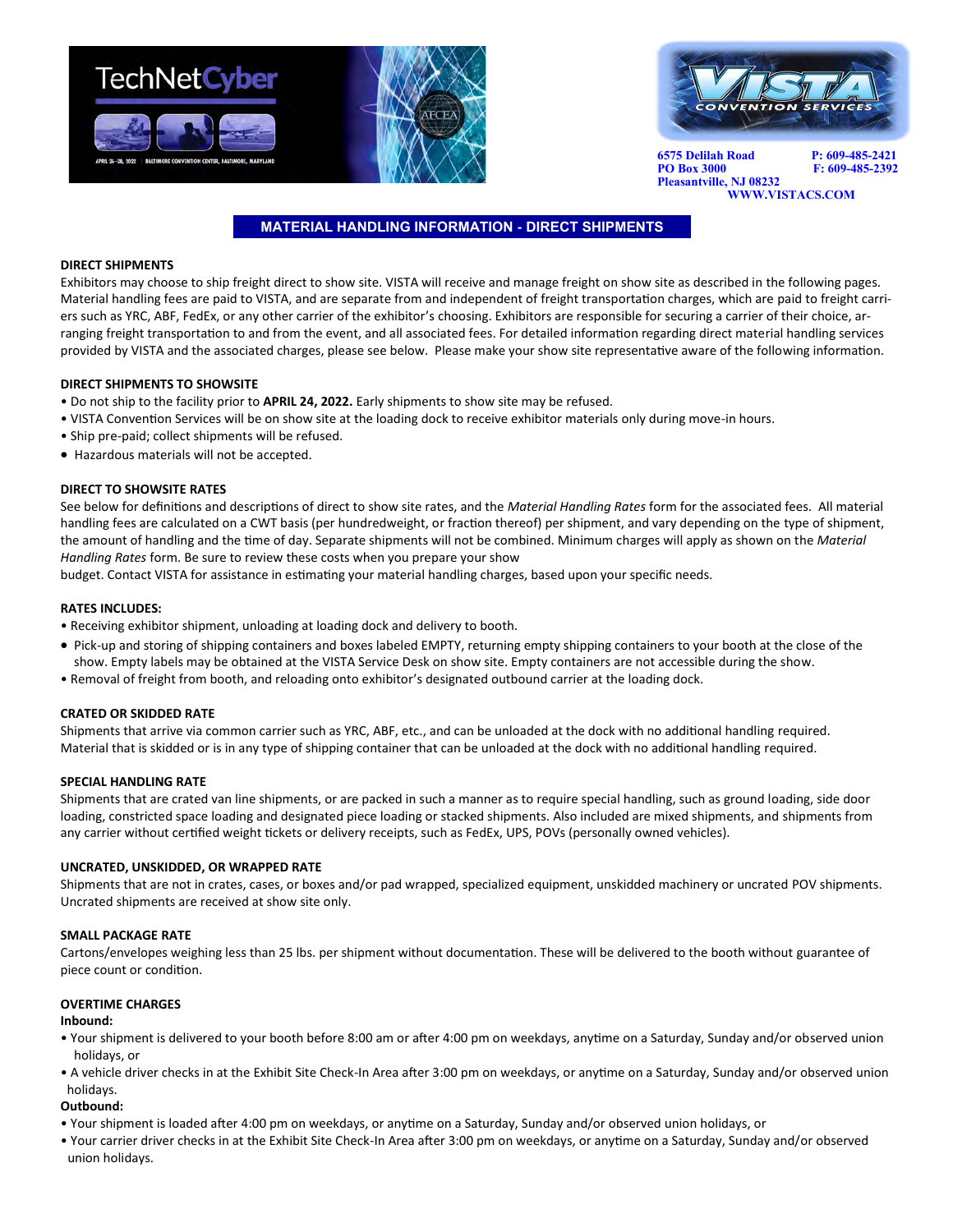6575 Delilah Road
PO Box 3000
Pleasantville, NJ 08232

P: 609-485-2421
F: 609-485-2392

WWW.VISTACS.COM

# MATERIAL HANDLING INFORMATION - DIRECT SHIPMENTS

## DIRECT SHIPMENTS

Exhibitors may choose to ship freight direct to show site. VISTA will receive and manage freight on show site as described in the following pages. Material handling fees are paid to VISTA, and are separate from and independent of freight transportation charges, which are paid to freight carriers such as YRC, ABF, FedEx, or any other carrier of the exhibitor's choosing. Exhibitors are responsible for securing a carrier of their choice, arranging freight transportation to and from the event, and all associated fees. For detailed information regarding direct material handling services provided by VISTA and the associated charges, please see below. Please make your show site representative aware of the following information.

## DIRECT SHIPMENTS TO SHOWSITE

- Do not ship to the facility prior to **APRIL 24, 2022.** Early shipments to show site may be refused.
- VISTA Convention Services will be on show site at the loading dock to receive exhibitor materials only during move-in hours.
- Ship pre-paid; collect shipments will be refused.
- Hazardous materials will not be accepted.

## DIRECT TO SHOWSITE RATES

See below for definitions and descriptions of direct to show site rates, and the *Material Handling Rates* form for the associated fees. All material handling fees are calculated on a CWT basis (per hundredweight, or fraction thereof) per shipment, and vary depending on the type of shipment, the amount of handling and the time of day. Separate shipments will not be combined. Minimum charges will apply as shown on the *Material Handling Rates* form. Be sure to review these costs when you prepare your show budget. Contact VISTA for assistance in estimating your material handling charges, based upon your specific needs.

## RATES INCLUDES:

- Receiving exhibitor shipment, unloading at loading dock and delivery to booth.
- Pick-up and storing of shipping containers and boxes labeled EMPTY, returning empty shipping containers to your booth at the close of the show. Empty labels may be obtained at the VISTA Service Desk on show site. Empty containers are not accessible during the show.
- Removal of freight from booth, and reloading onto exhibitor's designated outbound carrier at the loading dock.

## CRATED OR SKIDDED RATE

Shipments that arrive via common carrier such as YRC, ABF, etc., and can be unloaded at the dock with no additional handling required. Material that is skidded or is in any type of shipping container that can be unloaded at the dock with no additional handling required.

## SPECIAL HANDLING RATE

Shipments that are crated van line shipments, or are packed in such a manner as to require special handling, such as ground loading, side door loading, constricted space loading and designated piece loading or stacked shipments. Also included are mixed shipments, and shipments from any carrier without certified weight tickets or delivery receipts, such as FedEx, UPS, POVs (personally owned vehicles).

## UNCRATED, UNSKIDDED, OR WRAPPED RATE

Shipments that are not in crates, cases, or boxes and/or pad wrapped, specialized equipment, unskidded machinery or uncrated POV shipments. Uncrated shipments are received at show site only.

## SMALL PACKAGE RATE

Cartons/envelopes weighing less than 25 lbs. per shipment without documentation. These will be delivered to the booth without guarantee of piece count or condition.

## OVERTIME CHARGES

**Inbound:**

- Your shipment is delivered to your booth before 8:00 am or after 4:00 pm on weekdays, anytime on a Saturday, Sunday and/or observed union holidays, or
- A vehicle driver checks in at the Exhibit Site Check-In Area after 3:00 pm on weekdays, or anytime on a Saturday, Sunday and/or observed union holidays.

**Outbound:**

- Your shipment is loaded after 4:00 pm on weekdays, or anytime on a Saturday, Sunday and/or observed union holidays, or
- Your carrier driver checks in at the Exhibit Site Check-In Area after 3:00 pm on weekdays, or anytime on a Saturday, Sunday and/or observed union holidays.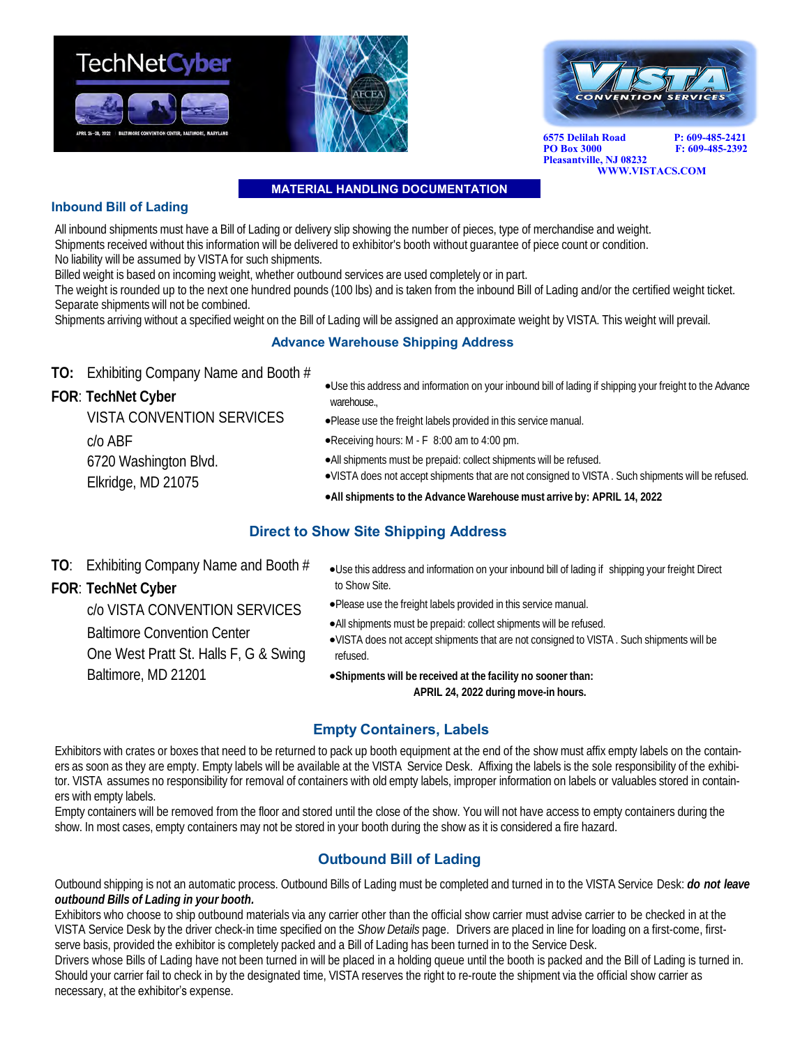6575 Delilah Road
PO Box 3000
Pleasantville, NJ 08232

P: 609-485-2421
F: 609-485-2392

WWW.VISTACS.COM

## MATERIAL HANDLING DOCUMENTATION

### Inbound Bill of Lading

All inbound shipments must have a Bill of Lading or delivery slip showing the number of pieces, type of merchandise and weight.
Shipments received without this information will be delivered to exhibitor's booth without guarantee of piece count or condition.
No liability will be assumed by VISTA for such shipments.
Billed weight is based on incoming weight, whether outbound services are used completely or in part.
The weight is rounded up to the next one hundred pounds (100 lbs) and is taken from the inbound Bill of Lading and/or the certified weight ticket.
Separate shipments will not be combined.
Shipments arriving without a specified weight on the Bill of Lading will be assigned an approximate weight by VISTA. This weight will prevail.

### Advance Warehouse Shipping Address

**TO:** Exhibiting Company Name and Booth #
**FOR**: **TechNet Cyber**
VISTA CONVENTION SERVICES
c/o ABF
6720 Washington Blvd.
Elkridge, MD 21075

- Use this address and information on your inbound bill of lading if shipping your freight to the Advance warehouse.,
- Please use the freight labels provided in this service manual.
- Receiving hours: M - F 8:00 am to 4:00 pm.
- All shipments must be prepaid: collect shipments will be refused.
- VISTA does not accept shipments that are not consigned to VISTA . Such shipments will be refused.
- **All shipments to the Advance Warehouse must arrive by: APRIL 14, 2022**

### Direct to Show Site Shipping Address

**TO**: Exhibiting Company Name and Booth #
**FOR**: **TechNet Cyber**
c/o VISTA CONVENTION SERVICES
Baltimore Convention Center
One West Pratt St. Halls F, G & Swing
Baltimore, MD 21201

- Use this address and information on your inbound bill of lading if shipping your freight Direct to Show Site.
- Please use the freight labels provided in this service manual.
- All shipments must be prepaid: collect shipments will be refused.
- VISTA does not accept shipments that are not consigned to VISTA . Such shipments will be refused.
- **Shipments will be received at the facility no sooner than: APRIL 24, 2022 during move-in hours.**

### Empty Containers, Labels

Exhibitors with crates or boxes that need to be returned to pack up booth equipment at the end of the show must affix empty labels on the containers as soon as they are empty. Empty labels will be available at the VISTA Service Desk. Affixing the labels is the sole responsibility of the exhibitor. VISTA assumes no responsibility for removal of containers with old empty labels, improper information on labels or valuables stored in containers with empty labels.
Empty containers will be removed from the floor and stored until the close of the show. You will not have access to empty containers during the show. In most cases, empty containers may not be stored in your booth during the show as it is considered a fire hazard.

### Outbound Bill of Lading

Outbound shipping is not an automatic process. Outbound Bills of Lading must be completed and turned in to the VISTA Service Desk: ***do not leave outbound Bills of Lading in your booth.***
Exhibitors who choose to ship outbound materials via any carrier other than the official show carrier must advise carrier to be checked in at the VISTA Service Desk by the driver check-in time specified on the *Show Details* page. Drivers are placed in line for loading on a first-come, first-serve basis, provided the exhibitor is completely packed and a Bill of Lading has been turned in to the Service Desk.
Drivers whose Bills of Lading have not been turned in will be placed in a holding queue until the booth is packed and the Bill of Lading is turned in. Should your carrier fail to check in by the designated time, VISTA reserves the right to re-route the shipment via the official show carrier as necessary, at the exhibitor's expense.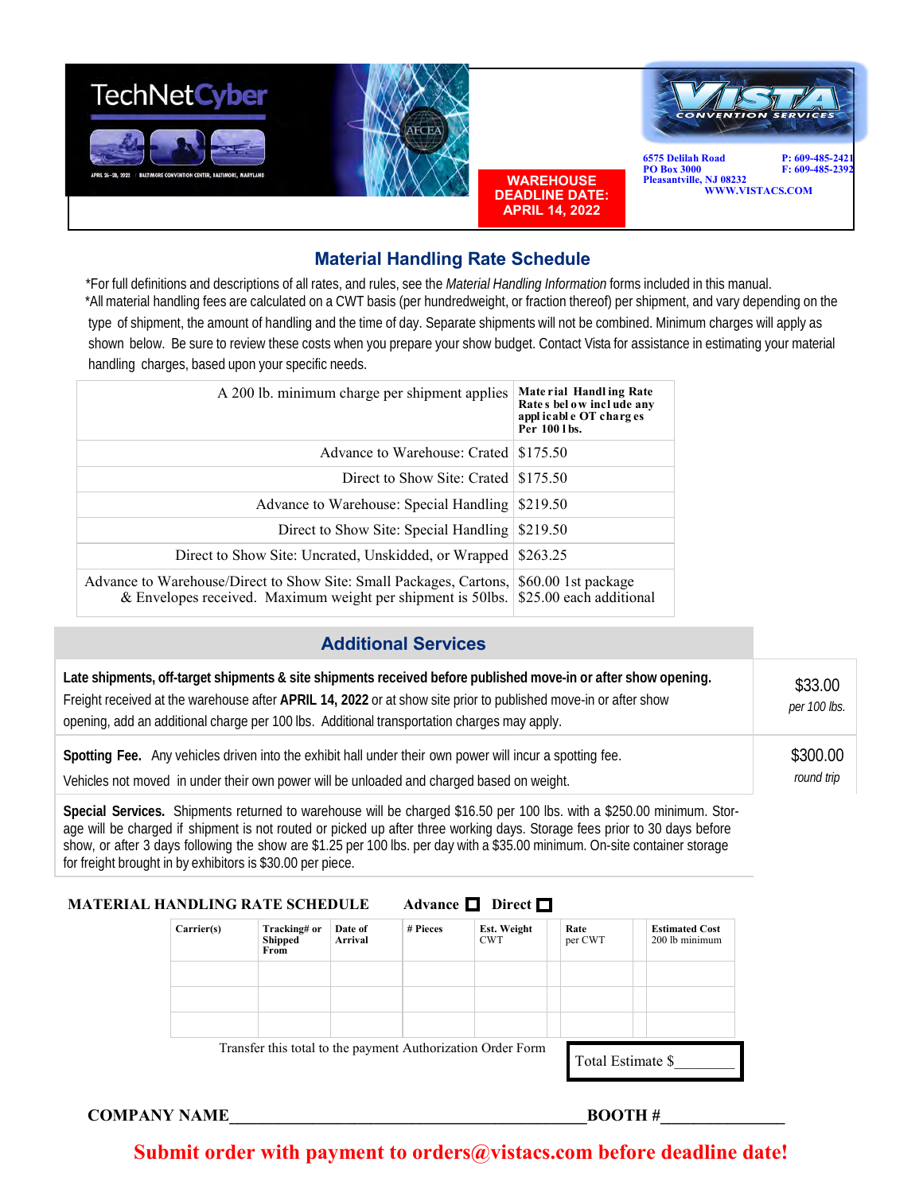TechNetCyber

APRIL 26–28, 2022 | BALTIMORE CONVENTION CENTER, BALTIMORE, MARYLAND

**WAREHOUSE DEADLINE DATE: APRIL 14, 2022**

VISTA CONVENTION SERVICES

6575 Delilah Road
PO Box 3000
Pleasantville, NJ 08232
P: 609-485-2421
F: 609-485-2392
WWW.VISTACS.COM

## Material Handling Rate Schedule

*For full definitions and descriptions of all rates, and rules, see the *Material Handling Information* forms included in this manual.

*All material handling fees are calculated on a CWT basis (per hundredweight, or fraction thereof) per shipment, and vary depending on the type of shipment, the amount of handling and the time of day. Separate shipments will not be combined. Minimum charges will apply as shown below. Be sure to review these costs when you prepare your show budget. Contact Vista for assistance in estimating your material handling charges, based upon your specific needs.

| A 200 lb. minimum charge per shipment applies | **Material Handling Rate Rates below include any applicable OT charges Per 100 lbs.** |
|---|---|
| Advance to Warehouse: Crated | $175.50 |
| Direct to Show Site: Crated | $175.50 |
| Advance to Warehouse: Special Handling | $219.50 |
| Direct to Show Site: Special Handling | $219.50 |
| Direct to Show Site: Uncrated, Unskidded, or Wrapped | $263.25 |
| Advance to Warehouse/Direct to Show Site: Small Packages, Cartons, & Envelopes received. Maximum weight per shipment is 50lbs. | $60.00 1st package<br>$25.00 each additional |

## Additional Services

| | |
|---|---|
| **Late shipments, off-target shipments & site shipments received before published move-in or after show opening.** Freight received at the warehouse after **APRIL 14, 2022** or at show site prior to published move-in or after show opening, add an additional charge per 100 lbs. Additional transportation charges may apply. | $33.00 *per 100 lbs.* |
| **Spotting Fee.** Any vehicles driven into the exhibit hall under their own power will incur a spotting fee. Vehicles not moved in under their own power will be unloaded and charged based on weight. | $300.00 *round trip* |

**Special Services.** Shipments returned to warehouse will be charged $16.50 per 100 lbs. with a $250.00 minimum. Storage will be charged if shipment is not routed or picked up after three working days. Storage fees prior to 30 days before show, or after 3 days following the show are $1.25 per 100 lbs. per day with a $35.00 minimum. On-site container storage for freight brought in by exhibitors is $30.00 per piece.

**MATERIAL HANDLING RATE SCHEDULE** Advance ☐ Direct ☐

| Carrier(s) | Tracking# or Shipped From | Date of Arrival | # Pieces | Est. Weight CWT | Rate per CWT | Estimated Cost 200 lb minimum |
|---|---|---|---|---|---|---|
| | | | | | | |
| | | | | | | |
| | | | | | | |

Transfer this total to the payment Authorization Order Form

Total Estimate $________

**COMPANY NAME**______________________________ **BOOTH #**______________

**Submit order with payment to orders@vistacs.com before deadline date!**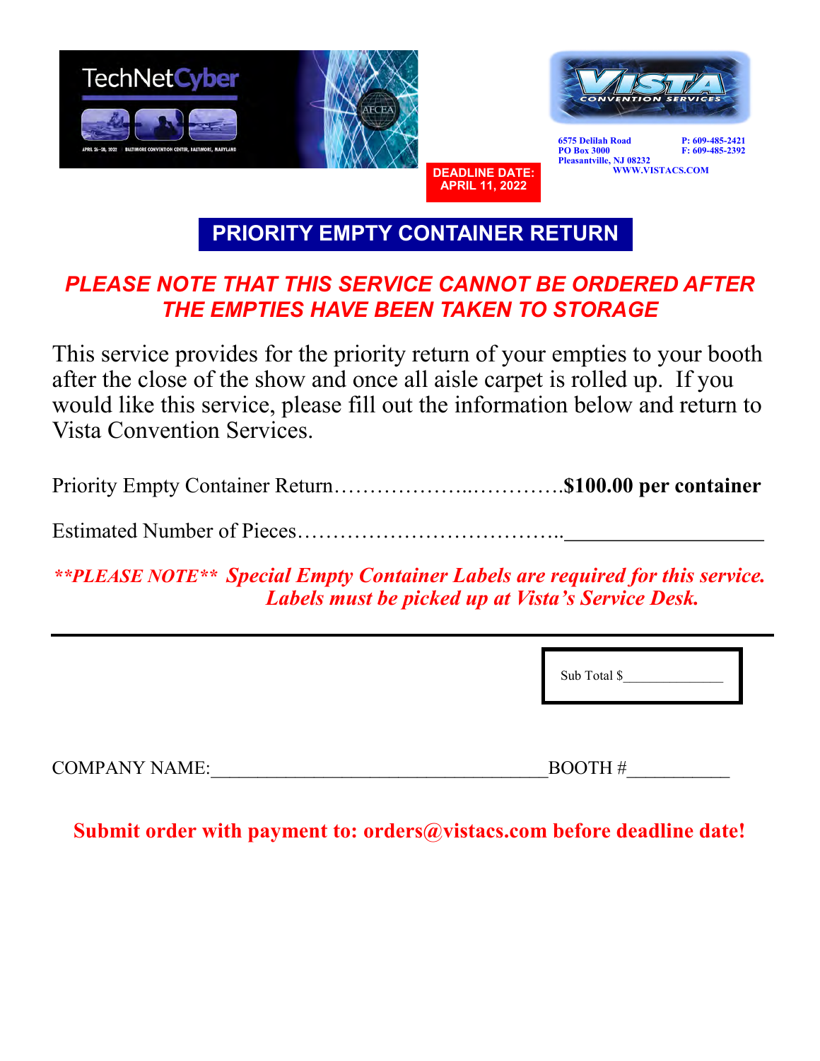TechNetCyber

APRIL 26–28, 2022 | BALTIMORE CONVENTION CENTER, BALTIMORE, MARYLAND

VISTA CONVENTION SERVICES

6575 Delilah Road
PO Box 3000
Pleasantville, NJ 08232

P: 609-485-2421
F: 609-485-2392

WWW.VISTACS.COM

**DEADLINE DATE: APRIL 11, 2022**

# PRIORITY EMPTY CONTAINER RETURN

***PLEASE NOTE THAT THIS SERVICE CANNOT BE ORDERED AFTER THE EMPTIES HAVE BEEN TAKEN TO STORAGE***

This service provides for the priority return of your empties to your booth after the close of the show and once all aisle carpet is rolled up. If you would like this service, please fill out the information below and return to Vista Convention Services.

Priority Empty Container Return………………..………….**$100.00 per container**

Estimated Number of Pieces………………………………..___________________

***\*\*PLEASE NOTE\*\* Special Empty Container Labels are required for this service. Labels must be picked up at Vista's Service Desk.***

---

Sub Total $______________

COMPANY NAME:___________________________________BOOTH #___________

**Submit order with payment to: orders@vistacs.com before deadline date!**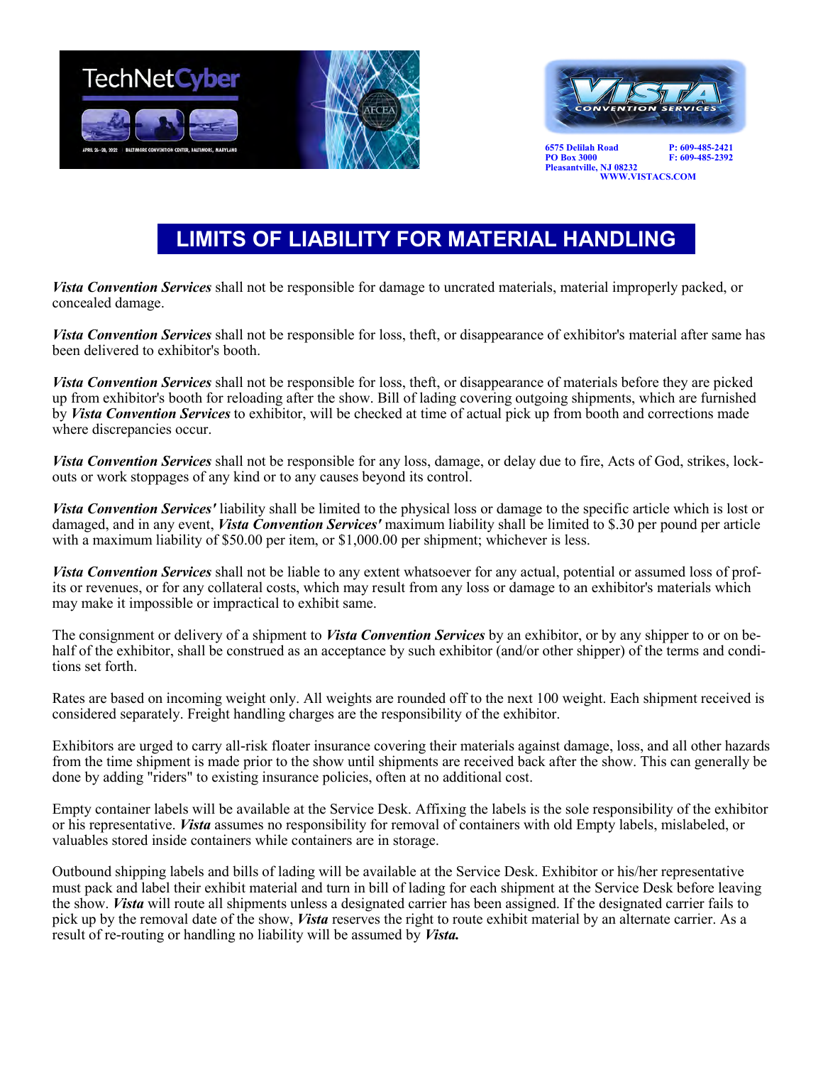6575 Delilah Road
PO Box 3000
Pleasantville, NJ 08232
P: 609-485-2421
F: 609-485-2392
WWW.VISTACS.COM

# LIMITS OF LIABILITY FOR MATERIAL HANDLING

***Vista Convention Services*** shall not be responsible for damage to uncrated materials, material improperly packed, or concealed damage.

***Vista Convention Services*** shall not be responsible for loss, theft, or disappearance of exhibitor's material after same has been delivered to exhibitor's booth.

***Vista Convention Services*** shall not be responsible for loss, theft, or disappearance of materials before they are picked up from exhibitor's booth for reloading after the show. Bill of lading covering outgoing shipments, which are furnished by ***Vista Convention Services*** to exhibitor, will be checked at time of actual pick up from booth and corrections made where discrepancies occur.

***Vista Convention Services*** shall not be responsible for any loss, damage, or delay due to fire, Acts of God, strikes, lock-outs or work stoppages of any kind or to any causes beyond its control.

***Vista Convention Services'*** liability shall be limited to the physical loss or damage to the specific article which is lost or damaged, and in any event, ***Vista Convention Services'*** maximum liability shall be limited to $.30 per pound per article with a maximum liability of $50.00 per item, or $1,000.00 per shipment; whichever is less.

***Vista Convention Services*** shall not be liable to any extent whatsoever for any actual, potential or assumed loss of profits or revenues, or for any collateral costs, which may result from any loss or damage to an exhibitor's materials which may make it impossible or impractical to exhibit same.

The consignment or delivery of a shipment to ***Vista Convention Services*** by an exhibitor, or by any shipper to or on behalf of the exhibitor, shall be construed as an acceptance by such exhibitor (and/or other shipper) of the terms and conditions set forth.

Rates are based on incoming weight only. All weights are rounded off to the next 100 weight. Each shipment received is considered separately. Freight handling charges are the responsibility of the exhibitor.

Exhibitors are urged to carry all-risk floater insurance covering their materials against damage, loss, and all other hazards from the time shipment is made prior to the show until shipments are received back after the show. This can generally be done by adding "riders" to existing insurance policies, often at no additional cost.

Empty container labels will be available at the Service Desk. Affixing the labels is the sole responsibility of the exhibitor or his representative. ***Vista*** assumes no responsibility for removal of containers with old Empty labels, mislabeled, or valuables stored inside containers while containers are in storage.

Outbound shipping labels and bills of lading will be available at the Service Desk. Exhibitor or his/her representative must pack and label their exhibit material and turn in bill of lading for each shipment at the Service Desk before leaving the show. ***Vista*** will route all shipments unless a designated carrier has been assigned. If the designated carrier fails to pick up by the removal date of the show, ***Vista*** reserves the right to route exhibit material by an alternate carrier. As a result of re-routing or handling no liability will be assumed by ***Vista.***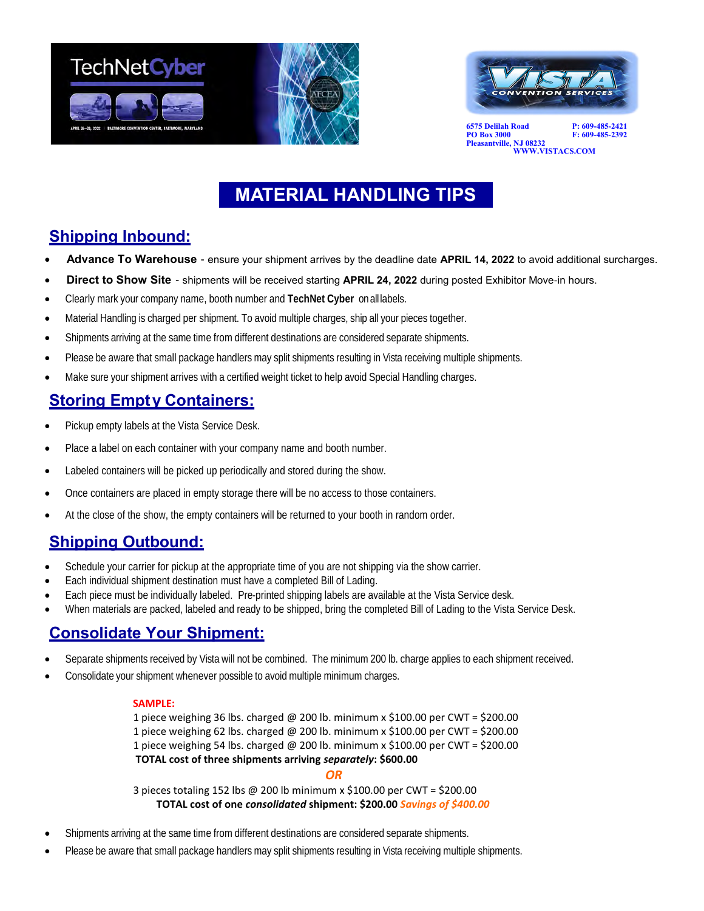6575 Delilah Road
PO Box 3000
Pleasantville, NJ 08232

P: 609-485-2421
F: 609-485-2392

WWW.VISTACS.COM

# MATERIAL HANDLING TIPS

## Shipping Inbound:

- **Advance To Warehouse** - ensure your shipment arrives by the deadline date **APRIL 14, 2022** to avoid additional surcharges.
- **Direct to Show Site** - shipments will be received starting **APRIL 24, 2022** during posted Exhibitor Move-in hours.
- Clearly mark your company name, booth number and **TechNet Cyber** on all labels.
- Material Handling is charged per shipment. To avoid multiple charges, ship all your pieces together.
- Shipments arriving at the same time from different destinations are considered separate shipments.
- Please be aware that small package handlers may split shipments resulting in Vista receiving multiple shipments.
- Make sure your shipment arrives with a certified weight ticket to help avoid Special Handling charges.

## Storing Empty Containers:

- Pickup empty labels at the Vista Service Desk.
- Place a label on each container with your company name and booth number.
- Labeled containers will be picked up periodically and stored during the show.
- Once containers are placed in empty storage there will be no access to those containers.
- At the close of the show, the empty containers will be returned to your booth in random order.

## Shipping Outbound:

- Schedule your carrier for pickup at the appropriate time of you are not shipping via the show carrier.
- Each individual shipment destination must have a completed Bill of Lading.
- Each piece must be individually labeled. Pre-printed shipping labels are available at the Vista Service desk.
- When materials are packed, labeled and ready to be shipped, bring the completed Bill of Lading to the Vista Service Desk.

## Consolidate Your Shipment:

- Separate shipments received by Vista will not be combined. The minimum 200 lb. charge applies to each shipment received.
- Consolidate your shipment whenever possible to avoid multiple minimum charges.

**SAMPLE:**

1 piece weighing 36 lbs. charged @ 200 lb. minimum x $100.00 per CWT = $200.00
1 piece weighing 62 lbs. charged @ 200 lb. minimum x $100.00 per CWT = $200.00
1 piece weighing 54 lbs. charged @ 200 lb. minimum x $100.00 per CWT = $200.00
**TOTAL cost of three shipments arriving *separately*: $600.00**

***OR***

3 pieces totaling 152 lbs @ 200 lb minimum x $100.00 per CWT = $200.00
**TOTAL cost of one *consolidated* shipment: $200.00** ***Savings of $400.00***

- Shipments arriving at the same time from different destinations are considered separate shipments.
- Please be aware that small package handlers may split shipments resulting in Vista receiving multiple shipments.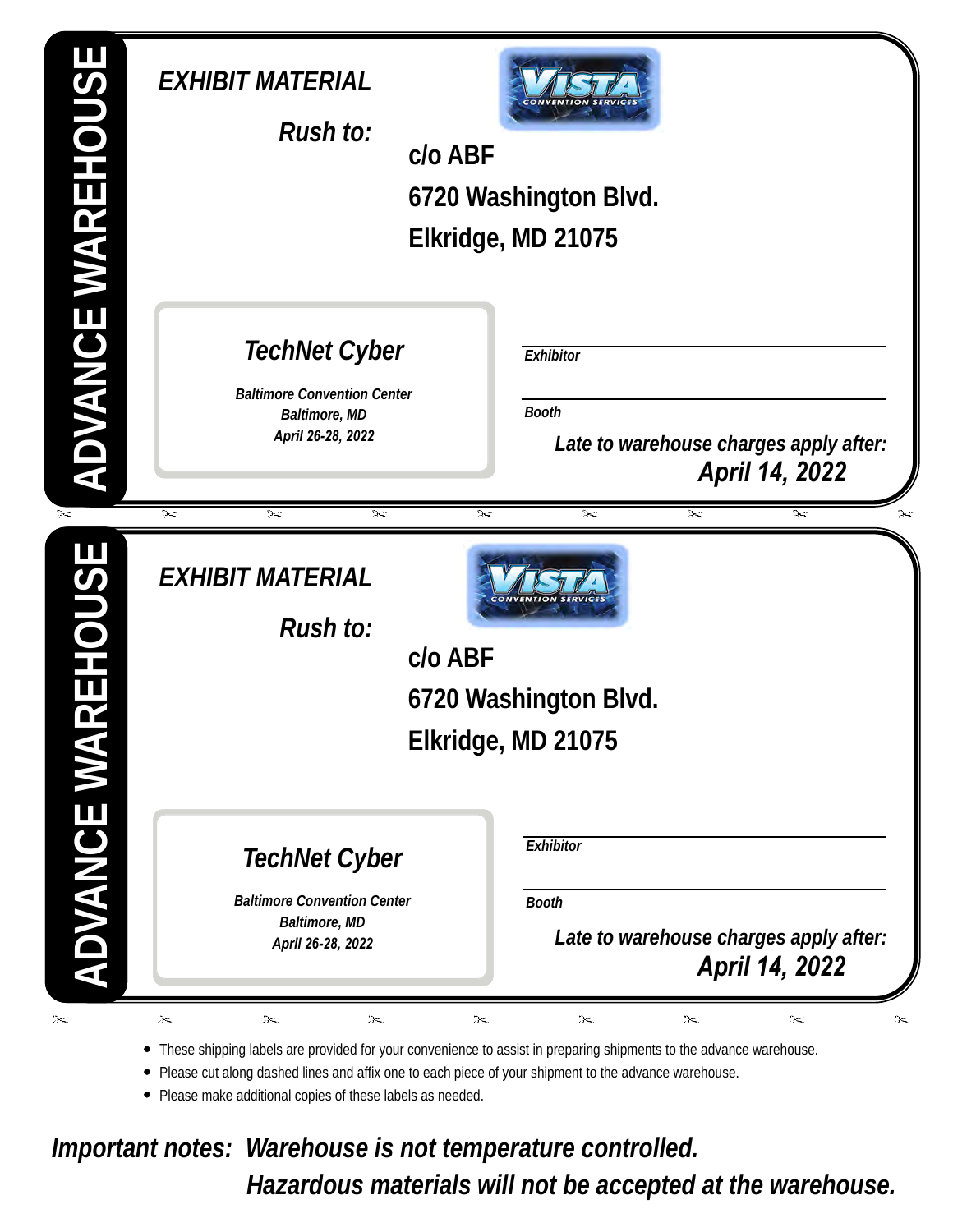**ADVANCE WAREHOUSE**

***EXHIBIT MATERIAL***

***Rush to:***

**c/o ABF**
**6720 Washington Blvd.**
**Elkridge, MD 21075**

***TechNet Cyber***

***Baltimore Convention Center***
***Baltimore, MD***
***April 26-28, 2022***

*Exhibitor* ______________________________

*Booth* ______________________________

***Late to warehouse charges apply after:***
***April 14, 2022***

---

**ADVANCE WAREHOUSE**

***EXHIBIT MATERIAL***

***Rush to:***

**c/o ABF**
**6720 Washington Blvd.**
**Elkridge, MD 21075**

***TechNet Cyber***

***Baltimore Convention Center***
***Baltimore, MD***
***April 26-28, 2022***

*Exhibitor* ______________________________

*Booth* ______________________________

***Late to warehouse charges apply after:***
***April 14, 2022***

---

- These shipping labels are provided for your convenience to assist in preparing shipments to the advance warehouse.
- Please cut along dashed lines and affix one to each piece of your shipment to the advance warehouse.
- Please make additional copies of these labels as needed.

***Important notes: Warehouse is not temperature controlled.***
***Hazardous materials will not be accepted at the warehouse.***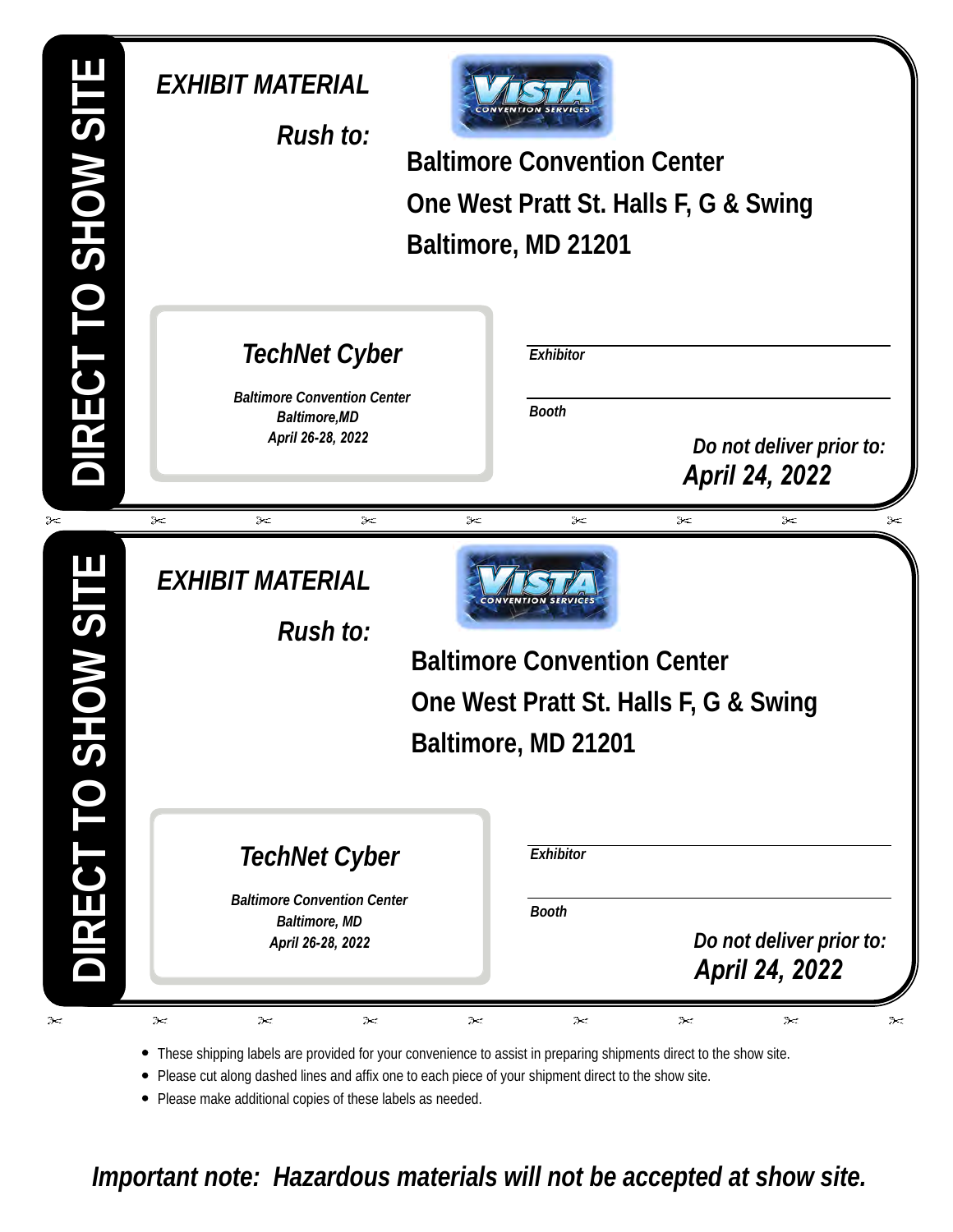**DIRECT TO SHOW SITE**

***EXHIBIT MATERIAL***

***Rush to:***

VISTA CONVENTION SERVICES

**Baltimore Convention Center**
**One West Pratt St. Halls F, G & Swing**
**Baltimore, MD 21201**

***TechNet Cyber***

***Baltimore Convention Center***
***Baltimore,MD***
***April 26-28, 2022***

***Exhibitor*** ______________________________

***Booth*** ______________________________

***Do not deliver prior to:***
***April 24, 2022***

---

**DIRECT TO SHOW SITE**

***EXHIBIT MATERIAL***

***Rush to:***

VISTA CONVENTION SERVICES

**Baltimore Convention Center**
**One West Pratt St. Halls F, G & Swing**
**Baltimore, MD 21201**

***TechNet Cyber***

***Baltimore Convention Center***
***Baltimore, MD***
***April 26-28, 2022***

***Exhibitor*** ______________________________

***Booth*** ______________________________

***Do not deliver prior to:***
***April 24, 2022***

---

- These shipping labels are provided for your convenience to assist in preparing shipments direct to the show site.
- Please cut along dashed lines and affix one to each piece of your shipment direct to the show site.
- Please make additional copies of these labels as needed.

***Important note: Hazardous materials will not be accepted at show site.***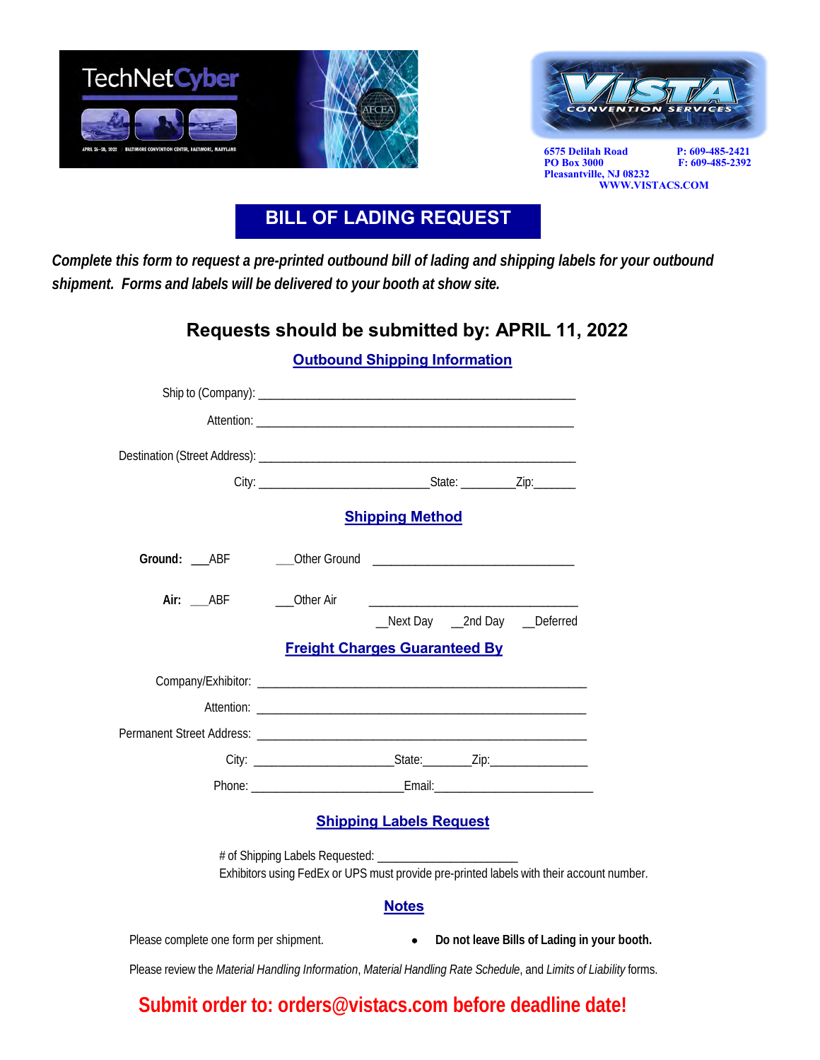TechNetCyber

APRIL 26–28, 2022 | BALTIMORE CONVENTION CENTER, BALTIMORE, MARYLAND

VISTA CONVENTION SERVICES

6575 Delilah Road
PO Box 3000
Pleasantville, NJ 08232

P: 609-485-2421
F: 609-485-2392

WWW.VISTACS.COM

# BILL OF LADING REQUEST

***Complete this form to request a pre-printed outbound bill of lading and shipping labels for your outbound shipment. Forms and labels will be delivered to your booth at show site.***

## Requests should be submitted by: APRIL 11, 2022

### Outbound Shipping Information

Ship to (Company): ______________________________________________

Attention: ______________________________________________

Destination (Street Address): ______________________________________________

City: __________________________ State: ________ Zip: ______

### Shipping Method

**Ground:** ___ABF ___Other Ground ______________________________

**Air:** ___ABF ___Other Air ______________________________

__Next Day __2nd Day __Deferred

### Freight Charges Guaranteed By

Company/Exhibitor: ______________________________________________

Attention: ______________________________________________

Permanent Street Address: ______________________________________________

City: _____________________ State: _______ Zip: _______________

Phone: _______________________ Email: _________________________

### Shipping Labels Request

# of Shipping Labels Requested: _____________________

Exhibitors using FedEx or UPS must provide pre-printed labels with their account number.

### Notes

Please complete one form per shipment.

- **Do not leave Bills of Lading in your booth.**

Please review the *Material Handling Information*, *Material Handling Rate Schedule*, and *Limits of Liability* forms.

**Submit order to: orders@vistacs.com before deadline date!**